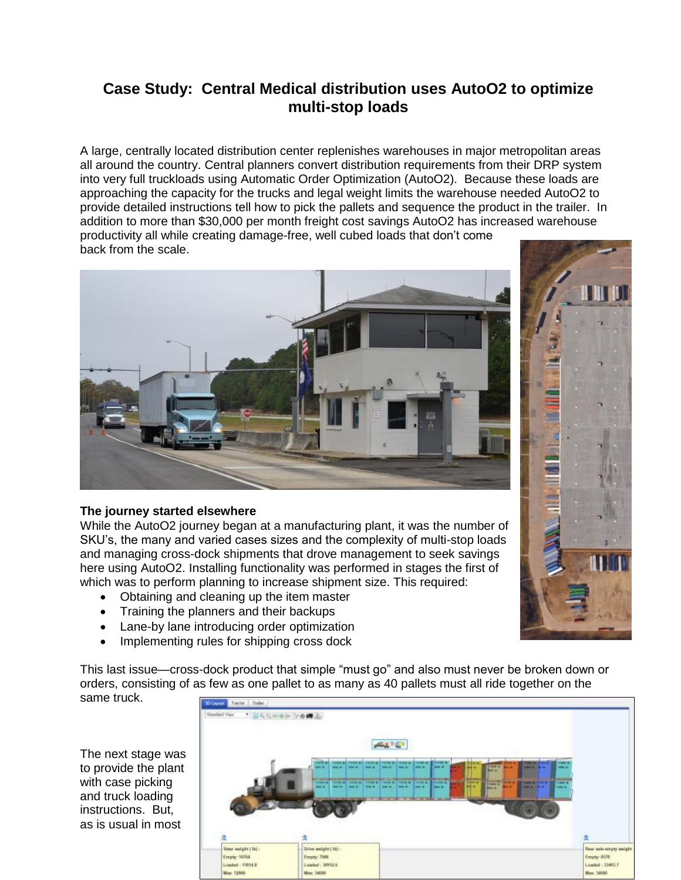# Case Study: Central Medical distribution uses AutoO2 to optimize multi-stop loads

A large, centrally located distribution center replenishes warehouses in major metropolitan areas all around the country. Central planners convert distribution requirements from their DRP system into very full truckloads using Automatic Order Optimization (AutoO2). Because these loads are approaching the capacity for the trucks and legal weight limits the warehouse needed AutoO2 to provide detailed instructions tell how to pick the pallets and sequence the product in the trailer. In addition to more than $30,000 per month freight cost savings AutoO2 has increased warehouse productivity all while creating damage-free, well cubed loads that don't come back from the scale.

**The journey started elsewhere**

While the AutoO2 journey began at a manufacturing plant, it was the number of SKU's, the many and varied cases sizes and the complexity of multi-stop loads and managing cross-dock shipments that drove management to seek savings here using AutoO2. Installing functionality was performed in stages the first of which was to perform planning to increase shipment size. This required:

- Obtaining and cleaning up the item master
- Training the planners and their backups
- Lane-by lane introducing order optimization
- Implementing rules for shipping cross dock

This last issue—cross-dock product that simple "must go" and also must never be broken down or orders, consisting of as few as one pallet to as many as 40 pallets must all ride together on the same truck.

The next stage was to provide the plant with case picking and truck loading instructions. But, as is usual in most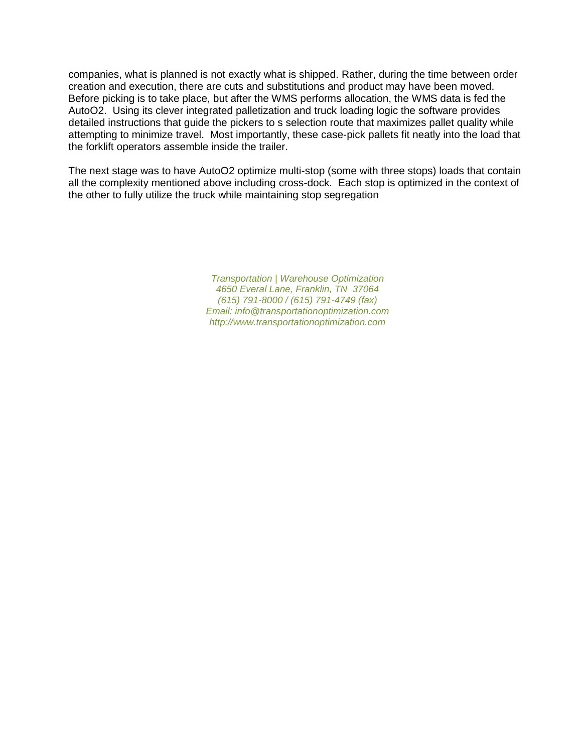companies, what is planned is not exactly what is shipped. Rather, during the time between order creation and execution, there are cuts and substitutions and product may have been moved. Before picking is to take place, but after the WMS performs allocation, the WMS data is fed the AutoO2. Using its clever integrated palletization and truck loading logic the software provides detailed instructions that guide the pickers to s selection route that maximizes pallet quality while attempting to minimize travel. Most importantly, these case-pick pallets fit neatly into the load that the forklift operators assemble inside the trailer.

The next stage was to have AutoO2 optimize multi-stop (some with three stops) loads that contain all the complexity mentioned above including cross-dock. Each stop is optimized in the context of the other to fully utilize the truck while maintaining stop segregation

*Transportation | Warehouse Optimization*
*4650 Everal Lane, Franklin, TN 37064*
*(615) 791-8000 / (615) 791-4749 (fax)*
*Email: info@transportationoptimization.com*
*http://www.transportationoptimization.com*